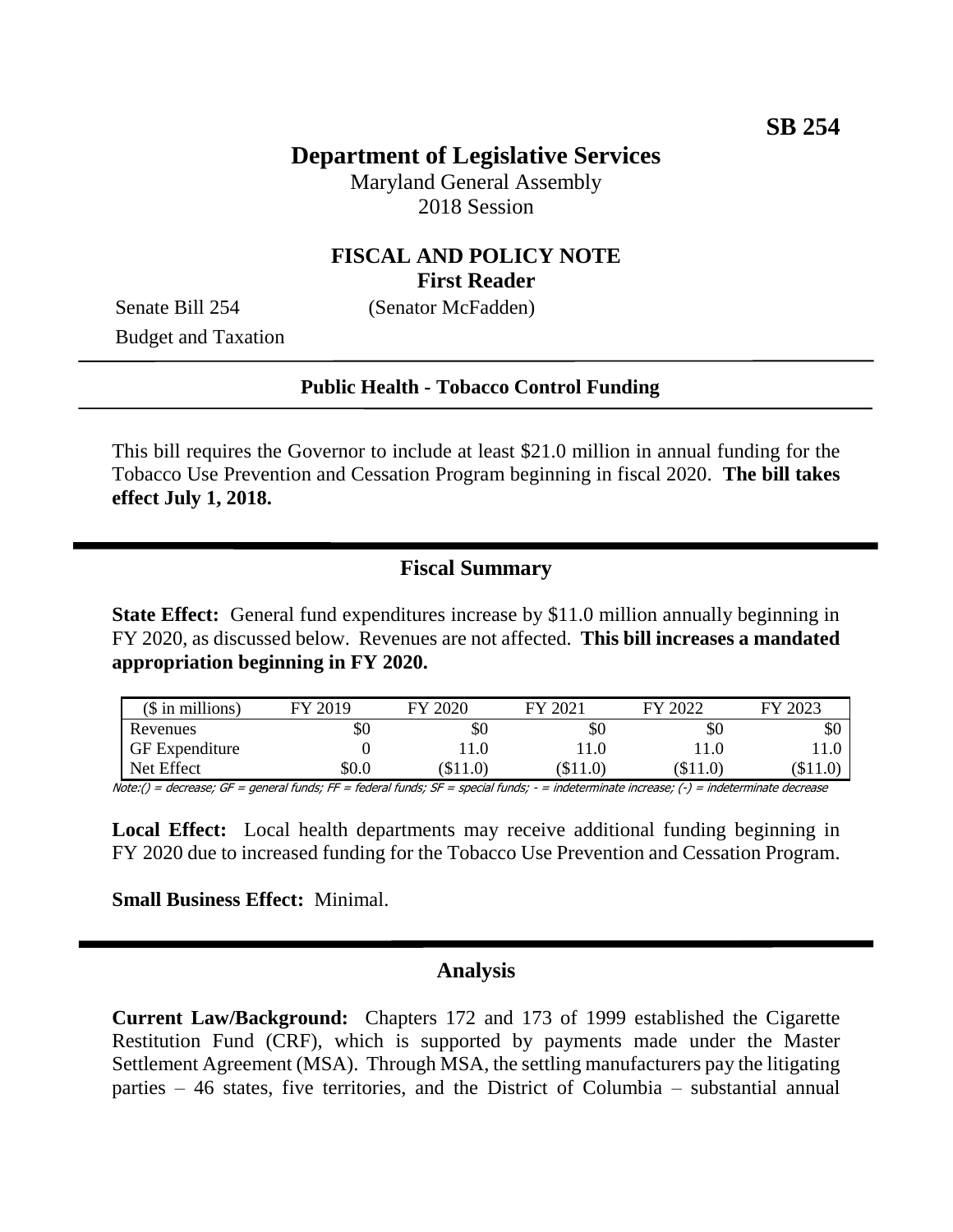**SB 254**

# Department of Legislative Services

Maryland General Assembly
2018 Session

## FISCAL AND POLICY NOTE
**First Reader**

Senate Bill 254 (Senator McFadden)
Budget and Taxation

**Public Health - Tobacco Control Funding**

This bill requires the Governor to include at least $21.0 million in annual funding for the Tobacco Use Prevention and Cessation Program beginning in fiscal 2020. **The bill takes effect July 1, 2018.**

## Fiscal Summary

**State Effect:** General fund expenditures increase by $11.0 million annually beginning in FY 2020, as discussed below. Revenues are not affected. **This bill increases a mandated appropriation beginning in FY 2020.**

| ($ in millions) | FY 2019 | FY 2020 | FY 2021 | FY 2022 | FY 2023 |
|---|---|---|---|---|---|
| Revenues | $0 | $0 | $0 | $0 | $0 |
| GF Expenditure | 0 | 11.0 | 11.0 | 11.0 | 11.0 |
| Net Effect | $0.0 | ($11.0) | ($11.0) | ($11.0) | ($11.0) |

Note:() = decrease; GF = general funds; FF = federal funds; SF = special funds; - = indeterminate increase; (-) = indeterminate decrease

**Local Effect:** Local health departments may receive additional funding beginning in FY 2020 due to increased funding for the Tobacco Use Prevention and Cessation Program.

**Small Business Effect:** Minimal.

## Analysis

**Current Law/Background:** Chapters 172 and 173 of 1999 established the Cigarette Restitution Fund (CRF), which is supported by payments made under the Master Settlement Agreement (MSA). Through MSA, the settling manufacturers pay the litigating parties – 46 states, five territories, and the District of Columbia – substantial annual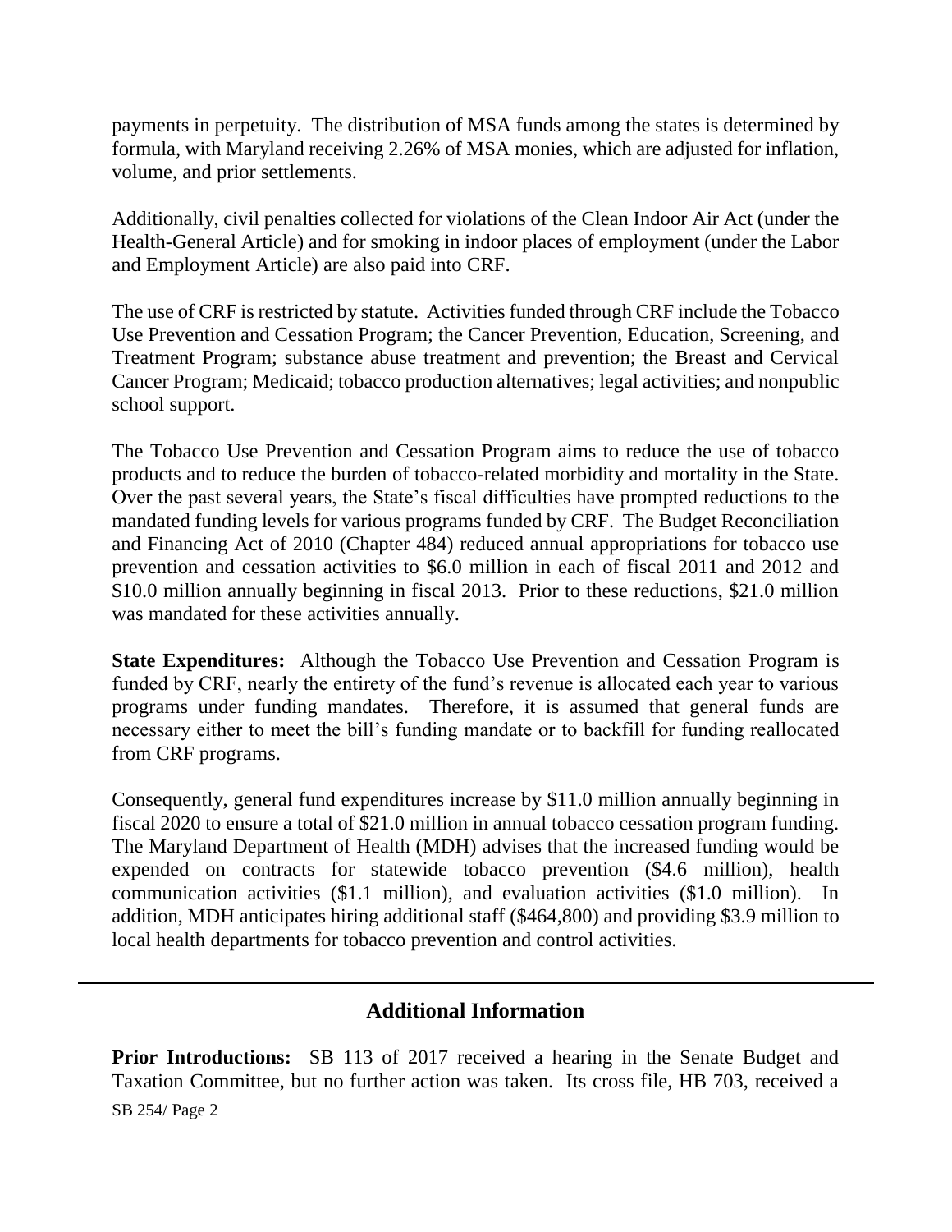payments in perpetuity. The distribution of MSA funds among the states is determined by formula, with Maryland receiving 2.26% of MSA monies, which are adjusted for inflation, volume, and prior settlements.

Additionally, civil penalties collected for violations of the Clean Indoor Air Act (under the Health-General Article) and for smoking in indoor places of employment (under the Labor and Employment Article) are also paid into CRF.

The use of CRF is restricted by statute. Activities funded through CRF include the Tobacco Use Prevention and Cessation Program; the Cancer Prevention, Education, Screening, and Treatment Program; substance abuse treatment and prevention; the Breast and Cervical Cancer Program; Medicaid; tobacco production alternatives; legal activities; and nonpublic school support.

The Tobacco Use Prevention and Cessation Program aims to reduce the use of tobacco products and to reduce the burden of tobacco-related morbidity and mortality in the State. Over the past several years, the State's fiscal difficulties have prompted reductions to the mandated funding levels for various programs funded by CRF. The Budget Reconciliation and Financing Act of 2010 (Chapter 484) reduced annual appropriations for tobacco use prevention and cessation activities to $6.0 million in each of fiscal 2011 and 2012 and $10.0 million annually beginning in fiscal 2013. Prior to these reductions, $21.0 million was mandated for these activities annually.

**State Expenditures:** Although the Tobacco Use Prevention and Cessation Program is funded by CRF, nearly the entirety of the fund's revenue is allocated each year to various programs under funding mandates. Therefore, it is assumed that general funds are necessary either to meet the bill's funding mandate or to backfill for funding reallocated from CRF programs.

Consequently, general fund expenditures increase by $11.0 million annually beginning in fiscal 2020 to ensure a total of $21.0 million in annual tobacco cessation program funding. The Maryland Department of Health (MDH) advises that the increased funding would be expended on contracts for statewide tobacco prevention ($4.6 million), health communication activities ($1.1 million), and evaluation activities ($1.0 million). In addition, MDH anticipates hiring additional staff ($464,800) and providing $3.9 million to local health departments for tobacco prevention and control activities.

## Additional Information

**Prior Introductions:** SB 113 of 2017 received a hearing in the Senate Budget and Taxation Committee, but no further action was taken. Its cross file, HB 703, received a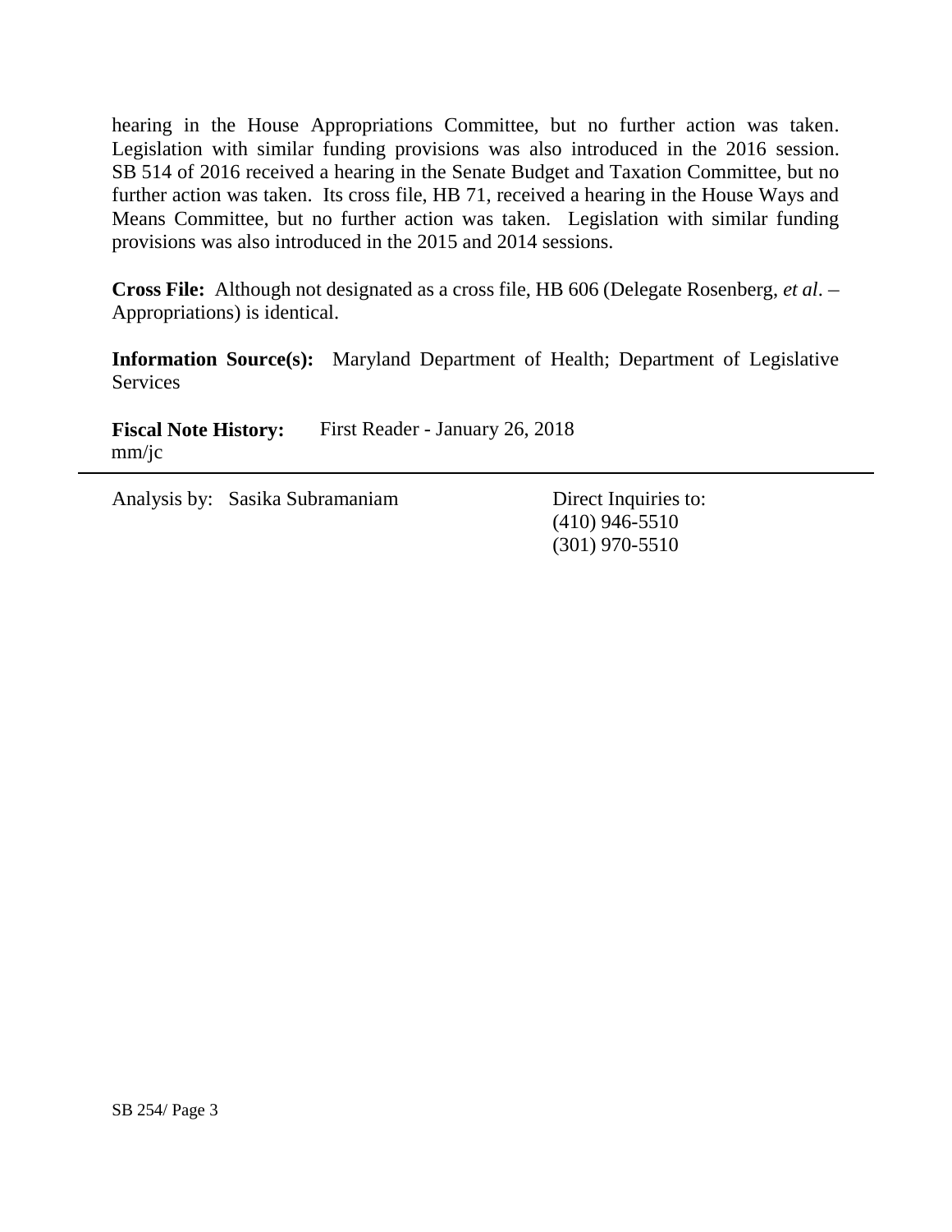hearing in the House Appropriations Committee, but no further action was taken. Legislation with similar funding provisions was also introduced in the 2016 session. SB 514 of 2016 received a hearing in the Senate Budget and Taxation Committee, but no further action was taken. Its cross file, HB 71, received a hearing in the House Ways and Means Committee, but no further action was taken. Legislation with similar funding provisions was also introduced in the 2015 and 2014 sessions.

**Cross File:** Although not designated as a cross file, HB 606 (Delegate Rosenberg, *et al*. – Appropriations) is identical.

**Information Source(s):** Maryland Department of Health; Department of Legislative Services

**Fiscal Note History:** First Reader - January 26, 2018
mm/jc

---

Analysis by: Sasika Subramaniam

Direct Inquiries to:
(410) 946-5510
(301) 970-5510